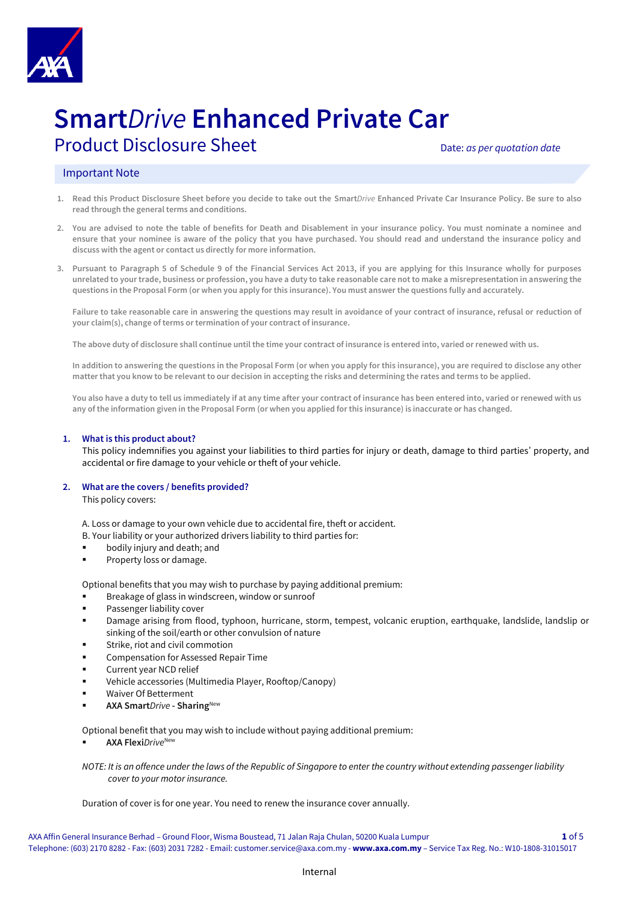# Smart*Drive* Enhanced Private Car

## Product Disclosure Sheet

Date: *as per quotation date*

### Important Note

1. **Read this Product Disclosure Sheet before you decide to take out the Smart*Drive* Enhanced Private Car Insurance Policy. Be sure to also read through the general terms and conditions.**

2. **You are advised to note the table of benefits for Death and Disablement in your insurance policy. You must nominate a nominee and ensure that your nominee is aware of the policy that you have purchased. You should read and understand the insurance policy and discuss with the agent or contact us directly for more information.**

3. **Pursuant to Paragraph 5 of Schedule 9 of the Financial Services Act 2013, if you are applying for this Insurance wholly for purposes unrelated to your trade, business or profession, you have a duty to take reasonable care not to make a misrepresentation in answering the questions in the Proposal Form (or when you apply for this insurance). You must answer the questions fully and accurately.**

   **Failure to take reasonable care in answering the questions may result in avoidance of your contract of insurance, refusal or reduction of your claim(s), change of terms or termination of your contract of insurance.**

   **The above duty of disclosure shall continue until the time your contract of insurance is entered into, varied or renewed with us.**

   **In addition to answering the questions in the Proposal Form (or when you apply for this insurance), you are required to disclose any other matter that you know to be relevant to our decision in accepting the risks and determining the rates and terms to be applied.**

   **You also have a duty to tell us immediately if at any time after your contract of insurance has been entered into, varied or renewed with us any of the information given in the Proposal Form (or when you applied for this insurance) is inaccurate or has changed.**

### 1. What is this product about?

This policy indemnifies you against your liabilities to third parties for injury or death, damage to third parties' property, and accidental or fire damage to your vehicle or theft of your vehicle.

### 2. What are the covers / benefits provided?

This policy covers:

A. Loss or damage to your own vehicle due to accidental fire, theft or accident.
B. Your liability or your authorized drivers liability to third parties for:

- bodily injury and death; and
- Property loss or damage.

Optional benefits that you may wish to purchase by paying additional premium:

- Breakage of glass in windscreen, window or sunroof
- Passenger liability cover
- Damage arising from flood, typhoon, hurricane, storm, tempest, volcanic eruption, earthquake, landslide, landslip or sinking of the soil/earth or other convulsion of nature
- Strike, riot and civil commotion
- Compensation for Assessed Repair Time
- Current year NCD relief
- Vehicle accessories (Multimedia Player, Rooftop/Canopy)
- Waiver Of Betterment
- **AXA Smart*Drive* - Sharing**New

Optional benefit that you may wish to include without paying additional premium:

- **AXA Flexi*Drive***New

*NOTE: It is an offence under the laws of the Republic of Singapore to enter the country without extending passenger liability cover to your motor insurance.*

Duration of cover is for one year. You need to renew the insurance cover annually.

AXA Affin General Insurance Berhad – Ground Floor, Wisma Boustead, 71 Jalan Raja Chulan, 50200 Kuala Lumpur
Telephone: (603) 2170 8282 - Fax: (603) 2031 7282 - Email: customer.service@axa.com.my - **www.axa.com.my** – Service Tax Reg. No.: W10-1808-31015017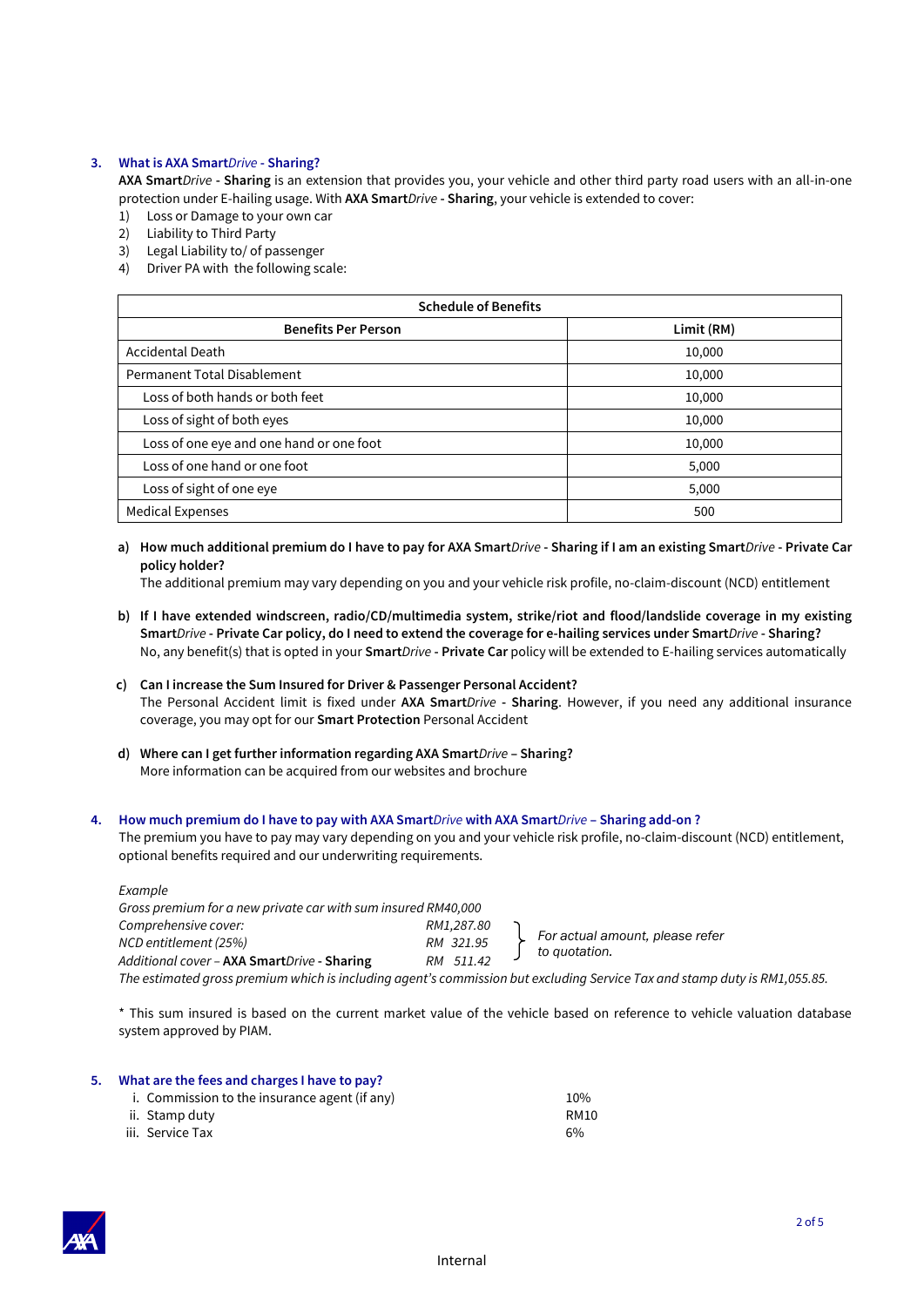### 3. What is AXA Smart*Drive* - Sharing?

**AXA Smart***Drive* **- Sharing** is an extension that provides you, your vehicle and other third party road users with an all-in-one protection under E-hailing usage. With **AXA Smart***Drive* **- Sharing**, your vehicle is extended to cover:

1) Loss or Damage to your own car
2) Liability to Third Party
3) Legal Liability to/ of passenger
4) Driver PA with the following scale:

| Schedule of Benefits | |
|---|---|
| **Benefits Per Person** | **Limit (RM)** |
| Accidental Death | 10,000 |
| Permanent Total Disablement | 10,000 |
| Loss of both hands or both feet | 10,000 |
| Loss of sight of both eyes | 10,000 |
| Loss of one eye and one hand or one foot | 10,000 |
| Loss of one hand or one foot | 5,000 |
| Loss of sight of one eye | 5,000 |
| Medical Expenses | 500 |

a) **How much additional premium do I have to pay for AXA Smart***Drive* **- Sharing if I am an existing Smart***Drive* **- Private Car policy holder?**
The additional premium may vary depending on you and your vehicle risk profile, no-claim-discount (NCD) entitlement

b) **If I have extended windscreen, radio/CD/multimedia system, strike/riot and flood/landslide coverage in my existing Smart***Drive* **- Private Car policy, do I need to extend the coverage for e-hailing services under Smart***Drive* **- Sharing?**
No, any benefit(s) that is opted in your **Smart***Drive* **- Private Car** policy will be extended to E-hailing services automatically

c) **Can I increase the Sum Insured for Driver & Passenger Personal Accident?**
The Personal Accident limit is fixed under **AXA Smart***Drive* **- Sharing**. However, if you need any additional insurance coverage, you may opt for our **Smart Protection** Personal Accident

d) **Where can I get further information regarding AXA Smart***Drive* **– Sharing?**
More information can be acquired from our websites and brochure

### 4. How much premium do I have to pay with AXA Smart*Drive* with AXA Smart*Drive* – Sharing add-on ?

The premium you have to pay may vary depending on you and your vehicle risk profile, no-claim-discount (NCD) entitlement, optional benefits required and our underwriting requirements.

*Example*
*Gross premium for a new private car with sum insured RM40,000*

| | | |
|---|---|---|
| *Comprehensive cover:* | *RM1,287.80* | *For actual amount, please refer to quotation.* |
| *NCD entitlement (25%)* | *RM 321.95* | |
| *Additional cover –* ***AXA Smart****Drive* ***- Sharing*** | *RM 511.42* | |

*The estimated gross premium which is including agent's commission but excluding Service Tax and stamp duty is RM1,055.85.*

\* This sum insured is based on the current market value of the vehicle based on reference to vehicle valuation database system approved by PIAM.

### 5. What are the fees and charges I have to pay?

| | |
|---|---|
| i. Commission to the insurance agent (if any) | 10% |
| ii. Stamp duty | RM10 |
| iii. Service Tax | 6% |

Internal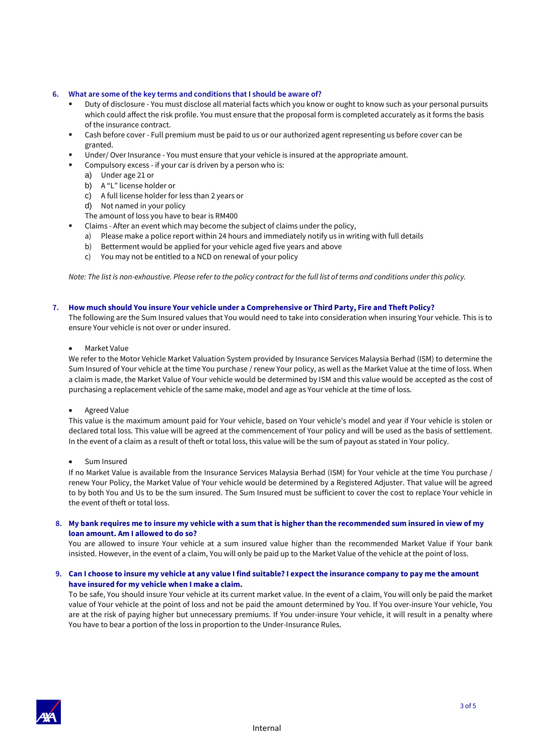**6. What are some of the key terms and conditions that I should be aware of?**

- Duty of disclosure - You must disclose all material facts which you know or ought to know such as your personal pursuits which could affect the risk profile. You must ensure that the proposal form is completed accurately as it forms the basis of the insurance contract.
- Cash before cover - Full premium must be paid to us or our authorized agent representing us before cover can be granted.
- Under/ Over Insurance - You must ensure that your vehicle is insured at the appropriate amount.
- Compulsory excess - if your car is driven by a person who is:
  a) Under age 21 or
  b) A "L" license holder or
  c) A full license holder for less than 2 years or
  d) Not named in your policy

  The amount of loss you have to bear is RM400
- Claims - After an event which may become the subject of claims under the policy,
  a) Please make a police report within 24 hours and immediately notify us in writing with full details
  b) Betterment would be applied for your vehicle aged five years and above
  c) You may not be entitled to a NCD on renewal of your policy

*Note: The list is non-exhaustive. Please refer to the policy contract for the full list of terms and conditions under this policy.*

**7. How much should You insure Your vehicle under a Comprehensive or Third Party, Fire and Theft Policy?**

The following are the Sum Insured values that You would need to take into consideration when insuring Your vehicle. This is to ensure Your vehicle is not over or under insured.

- Market Value

We refer to the Motor Vehicle Market Valuation System provided by Insurance Services Malaysia Berhad (ISM) to determine the Sum Insured of Your vehicle at the time You purchase / renew Your policy, as well as the Market Value at the time of loss. When a claim is made, the Market Value of Your vehicle would be determined by ISM and this value would be accepted as the cost of purchasing a replacement vehicle of the same make, model and age as Your vehicle at the time of loss.

- Agreed Value

This value is the maximum amount paid for Your vehicle, based on Your vehicle's model and year if Your vehicle is stolen or declared total loss. This value will be agreed at the commencement of Your policy and will be used as the basis of settlement. In the event of a claim as a result of theft or total loss, this value will be the sum of payout as stated in Your policy.

- Sum Insured

If no Market Value is available from the Insurance Services Malaysia Berhad (ISM) for Your vehicle at the time You purchase / renew Your Policy, the Market Value of Your vehicle would be determined by a Registered Adjuster. That value will be agreed to by both You and Us to be the sum insured. The Sum Insured must be sufficient to cover the cost to replace Your vehicle in the event of theft or total loss.

**8. My bank requires me to insure my vehicle with a sum that is higher than the recommended sum insured in view of my loan amount. Am I allowed to do so?**

You are allowed to insure Your vehicle at a sum insured value higher than the recommended Market Value if Your bank insisted. However, in the event of a claim, You will only be paid up to the Market Value of the vehicle at the point of loss.

**9. Can I choose to insure my vehicle at any value I find suitable? I expect the insurance company to pay me the amount have insured for my vehicle when I make a claim.**

To be safe, You should insure Your vehicle at its current market value. In the event of a claim, You will only be paid the market value of Your vehicle at the point of loss and not be paid the amount determined by You. If You over-insure Your vehicle, You are at the risk of paying higher but unnecessary premiums. If You under-insure Your vehicle, it will result in a penalty where You have to bear a portion of the loss in proportion to the Under-Insurance Rules.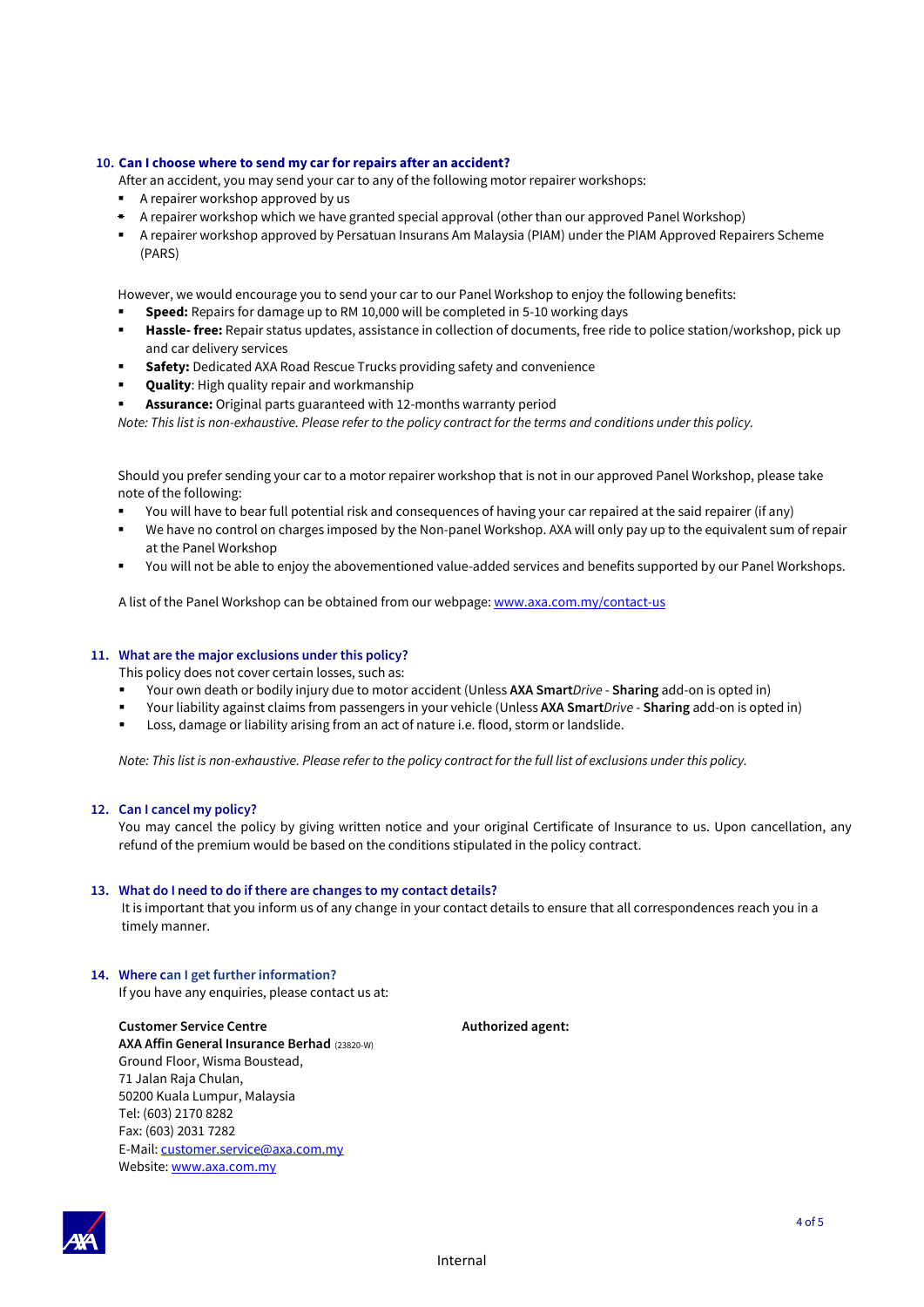10. **Can I choose where to send my car for repairs after an accident?**

After an accident, you may send your car to any of the following motor repairer workshops:

- A repairer workshop approved by us
- A repairer workshop which we have granted special approval (other than our approved Panel Workshop)
- A repairer workshop approved by Persatuan Insurans Am Malaysia (PIAM) under the PIAM Approved Repairers Scheme (PARS)

However, we would encourage you to send your car to our Panel Workshop to enjoy the following benefits:

- **Speed:** Repairs for damage up to RM 10,000 will be completed in 5-10 working days
- **Hassle- free:** Repair status updates, assistance in collection of documents, free ride to police station/workshop, pick up and car delivery services
- **Safety:** Dedicated AXA Road Rescue Trucks providing safety and convenience
- **Quality**: High quality repair and workmanship
- **Assurance:** Original parts guaranteed with 12-months warranty period

*Note: This list is non-exhaustive. Please refer to the policy contract for the terms and conditions under this policy.*

Should you prefer sending your car to a motor repairer workshop that is not in our approved Panel Workshop, please take note of the following:

- You will have to bear full potential risk and consequences of having your car repaired at the said repairer (if any)
- We have no control on charges imposed by the Non-panel Workshop. AXA will only pay up to the equivalent sum of repair at the Panel Workshop
- You will not be able to enjoy the abovementioned value-added services and benefits supported by our Panel Workshops.

A list of the Panel Workshop can be obtained from our webpage: www.axa.com.my/contact-us

11. **What are the major exclusions under this policy?**

This policy does not cover certain losses, such as:

- Your own death or bodily injury due to motor accident (Unless **AXA Smart***Drive* - **Sharing** add-on is opted in)
- Your liability against claims from passengers in your vehicle (Unless **AXA Smart***Drive* - **Sharing** add-on is opted in)
- Loss, damage or liability arising from an act of nature i.e. flood, storm or landslide.

*Note: This list is non-exhaustive. Please refer to the policy contract for the full list of exclusions under this policy.*

12. **Can I cancel my policy?**

You may cancel the policy by giving written notice and your original Certificate of Insurance to us. Upon cancellation, any refund of the premium would be based on the conditions stipulated in the policy contract.

13. **What do I need to do if there are changes to my contact details?**

It is important that you inform us of any change in your contact details to ensure that all correspondences reach you in a timely manner.

14. **Where can I get further information?**

If you have any enquiries, please contact us at:

**Customer Service Centre**
**AXA Affin General Insurance Berhad** (23820-W)
Ground Floor, Wisma Boustead,
71 Jalan Raja Chulan,
50200 Kuala Lumpur, Malaysia
Tel: (603) 2170 8282
Fax: (603) 2031 7282
E-Mail: customer.service@axa.com.my
Website: www.axa.com.my

**Authorized agent:**

Internal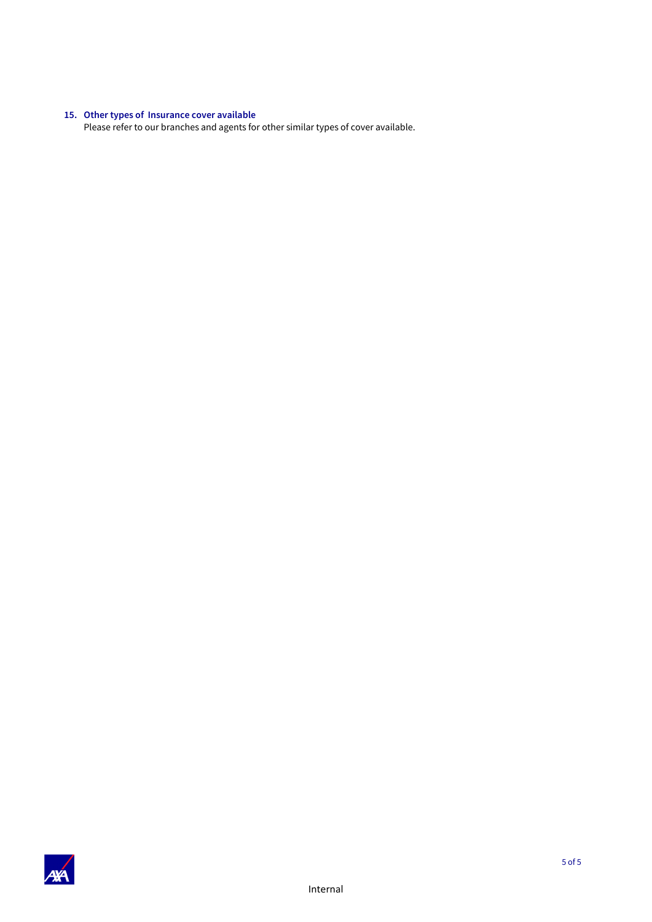**15. Other types of Insurance cover available**

Please refer to our branches and agents for other similar types of cover available.

Internal